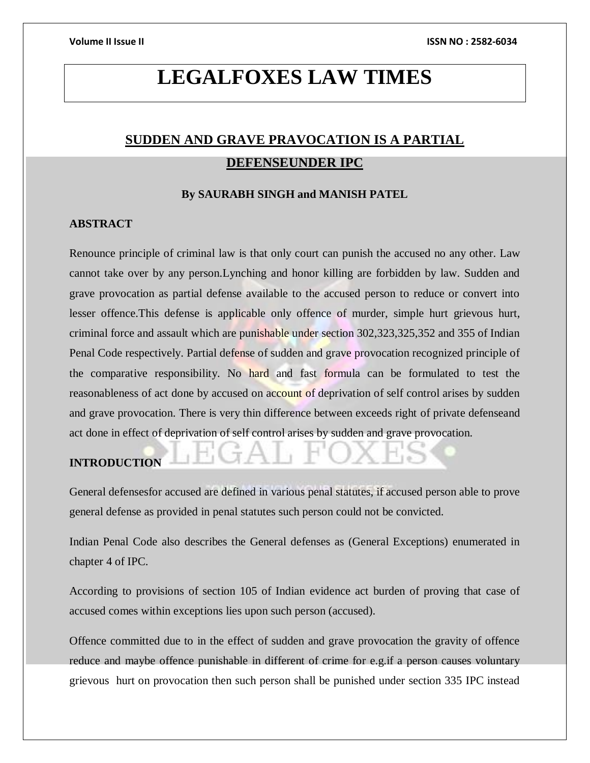# LEGALFOXES LAW TIMES

## SUDDEN AND GRAVE PRAVOCATION IS A PARTIAL DEFENSEUNDER IPC

**By SAURABH SINGH and MANISH PATEL**

**ABSTRACT**

Renounce principle of criminal law is that only court can punish the accused no any other. Law cannot take over by any person.Lynching and honor killing are forbidden by law. Sudden and grave provocation as partial defense available to the accused person to reduce or convert into lesser offence.This defense is applicable only offence of murder, simple hurt grievous hurt, criminal force and assault which are punishable under section 302,323,325,352 and 355 of Indian Penal Code respectively. Partial defense of sudden and grave provocation recognized principle of the comparative responsibility. No hard and fast formula can be formulated to test the reasonableness of act done by accused on account of deprivation of self control arises by sudden and grave provocation. There is very thin difference between exceeds right of private defenseand act done in effect of deprivation of self control arises by sudden and grave provocation.

**INTRODUCTION**

General defensesfor accused are defined in various penal statutes, if accused person able to prove general defense as provided in penal statutes such person could not be convicted.

Indian Penal Code also describes the General defenses as (General Exceptions) enumerated in chapter 4 of IPC.

According to provisions of section 105 of Indian evidence act burden of proving that case of accused comes within exceptions lies upon such person (accused).

Offence committed due to in the effect of sudden and grave provocation the gravity of offence reduce and maybe offence punishable in different of crime for e.g.if a person causes voluntary grievous hurt on provocation then such person shall be punished under section 335 IPC instead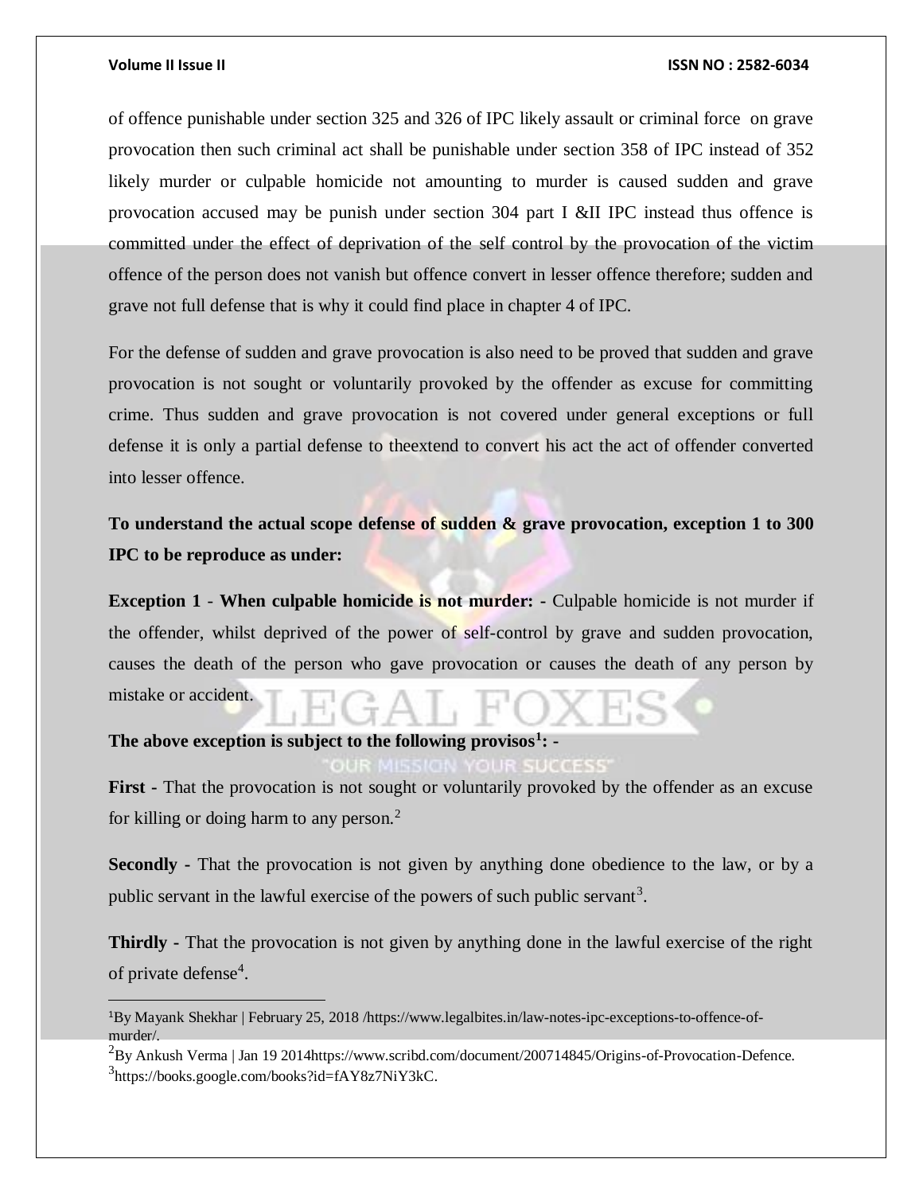of offence punishable under section 325 and 326 of IPC likely assault or criminal force on grave provocation then such criminal act shall be punishable under section 358 of IPC instead of 352 likely murder or culpable homicide not amounting to murder is caused sudden and grave provocation accused may be punish under section 304 part I &II IPC instead thus offence is committed under the effect of deprivation of the self control by the provocation of the victim offence of the person does not vanish but offence convert in lesser offence therefore; sudden and grave not full defense that is why it could find place in chapter 4 of IPC.

For the defense of sudden and grave provocation is also need to be proved that sudden and grave provocation is not sought or voluntarily provoked by the offender as excuse for committing crime. Thus sudden and grave provocation is not covered under general exceptions or full defense it is only a partial defense to theextend to convert his act the act of offender converted into lesser offence.

**To understand the actual scope defense of sudden & grave provocation, exception 1 to 300 IPC to be reproduce as under:**

**Exception 1 - When culpable homicide is not murder: -** Culpable homicide is not murder if the offender, whilst deprived of the power of self-control by grave and sudden provocation, causes the death of the person who gave provocation or causes the death of any person by mistake or accident.

**The above exception is subject to the following provisos[1]: -**

**First -** That the provocation is not sought or voluntarily provoked by the offender as an excuse for killing or doing harm to any person.[2]

**Secondly -** That the provocation is not given by anything done obedience to the law, or by a public servant in the lawful exercise of the powers of such public servant[3].

**Thirdly -** That the provocation is not given by anything done in the lawful exercise of the right of private defense[4].

---

[1]By Mayank Shekhar | February 25, 2018 /https://www.legalbites.in/law-notes-ipc-exceptions-to-offence-of-murder/.

[2]By Ankush Verma | Jan 19 2014https://www.scribd.com/document/200714845/Origins-of-Provocation-Defence.

[3]https://books.google.com/books?id=fAY8z7NiY3kC.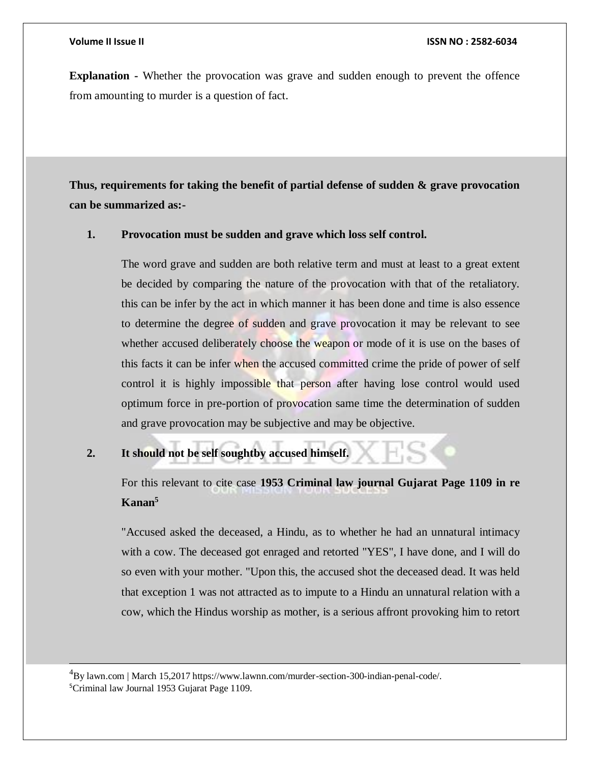**Explanation -** Whether the provocation was grave and sudden enough to prevent the offence from amounting to murder is a question of fact.

**Thus, requirements for taking the benefit of partial defense of sudden & grave provocation can be summarized as:-**

1. **Provocation must be sudden and grave which loss self control.**

   The word grave and sudden are both relative term and must at least to a great extent be decided by comparing the nature of the provocation with that of the retaliatory. this can be infer by the act in which manner it has been done and time is also essence to determine the degree of sudden and grave provocation it may be relevant to see whether accused deliberately choose the weapon or mode of it is use on the bases of this facts it can be infer when the accused committed crime the pride of power of self control it is highly impossible that person after having lose control would used optimum force in pre-portion of provocation same time the determination of sudden and grave provocation may be subjective and may be objective.

2. **It should not be self soughtby accused himself.**

   For this relevant to cite case **1953 Criminal law journal Gujarat Page 1109 in re Kanan**[5]

   "Accused asked the deceased, a Hindu, as to whether he had an unnatural intimacy with a cow. The deceased got enraged and retorted "YES", I have done, and I will do so even with your mother. "Upon this, the accused shot the deceased dead. It was held that exception 1 was not attracted as to impute to a Hindu an unnatural relation with a cow, which the Hindus worship as mother, is a serious affront provoking him to retort

---

[4]By lawn.com | March 15,2017 https://www.lawnn.com/murder-section-300-indian-penal-code/.

[5]Criminal law Journal 1953 Gujarat Page 1109.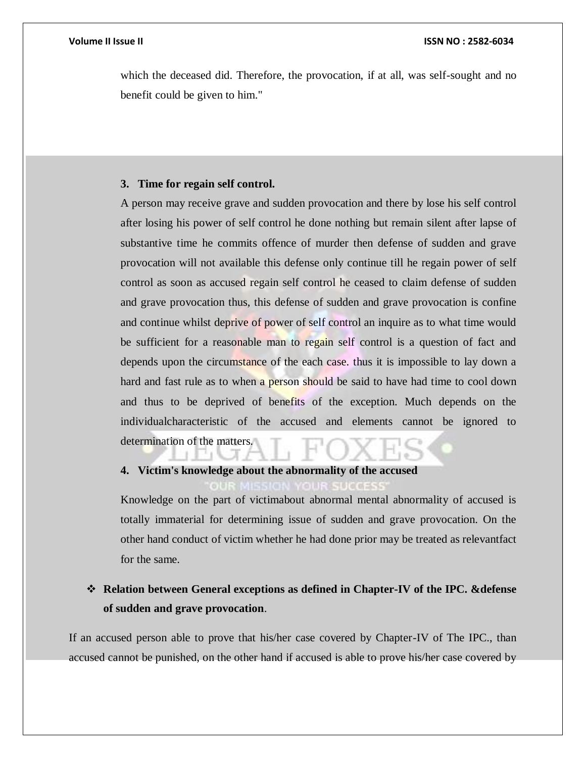which the deceased did. Therefore, the provocation, if at all, was self-sought and no benefit could be given to him."

3. **Time for regain self control.**

A person may receive grave and sudden provocation and there by lose his self control after losing his power of self control he done nothing but remain silent after lapse of substantive time he commits offence of murder then defense of sudden and grave provocation will not available this defense only continue till he regain power of self control as soon as accused regain self control he ceased to claim defense of sudden and grave provocation thus, this defense of sudden and grave provocation is confine and continue whilst deprive of power of self control an inquire as to what time would be sufficient for a reasonable man to regain self control is a question of fact and depends upon the circumstance of the each case. thus it is impossible to lay down a hard and fast rule as to when a person should be said to have had time to cool down and thus to be deprived of benefits of the exception. Much depends on the individualcharacteristic of the accused and elements cannot be ignored to determination of the matters.

4. **Victim's knowledge about the abnormality of the accused**

Knowledge on the part of victimabout abnormal mental abnormality of accused is totally immaterial for determining issue of sudden and grave provocation. On the other hand conduct of victim whether he had done prior may be treated as relevantfact for the same.

- **Relation between General exceptions as defined in Chapter-IV of the IPC. &defense of sudden and grave provocation**.

If an accused person able to prove that his/her case covered by Chapter-IV of The IPC., than accused cannot be punished, on the other hand if accused is able to prove his/her case covered by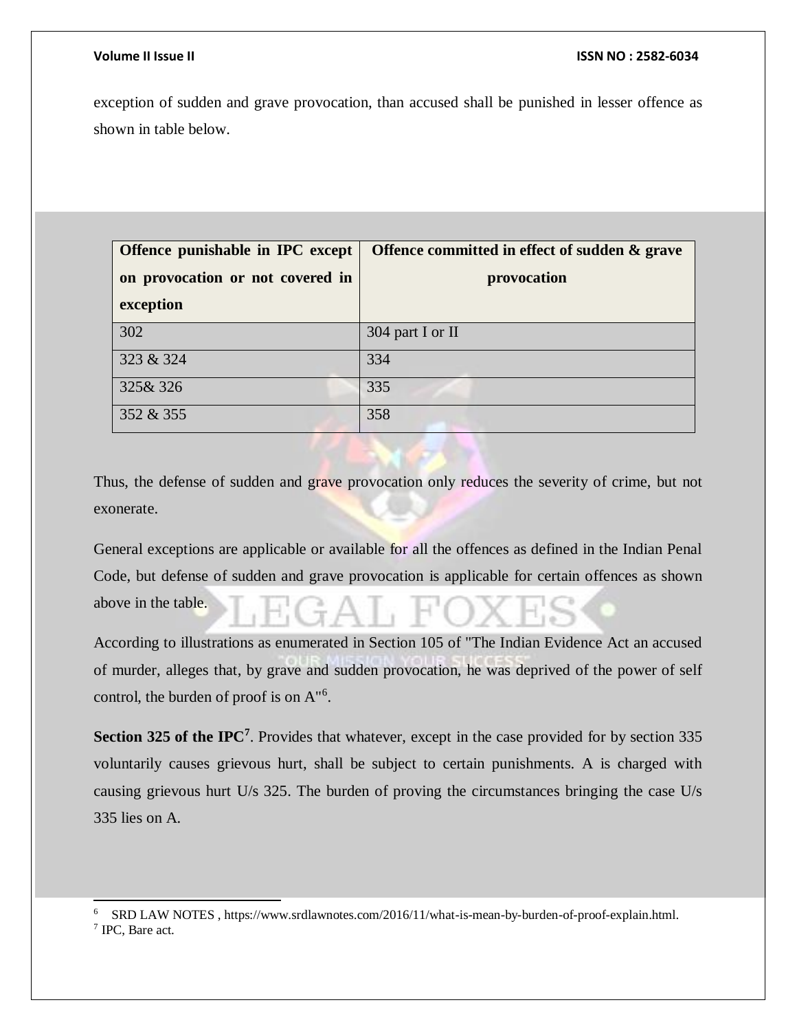exception of sudden and grave provocation, than accused shall be punished in lesser offence as shown in table below.

| Offence punishable in IPC except on provocation or not covered in exception | Offence committed in effect of sudden & grave provocation |
|---|---|
| 302 | 304 part I or II |
| 323 & 324 | 334 |
| 325& 326 | 335 |
| 352 & 355 | 358 |

Thus, the defense of sudden and grave provocation only reduces the severity of crime, but not exonerate.

General exceptions are applicable or available for all the offences as defined in the Indian Penal Code, but defense of sudden and grave provocation is applicable for certain offences as shown above in the table.

According to illustrations as enumerated in Section 105 of "The Indian Evidence Act an accused of murder, alleges that, by grave and sudden provocation, he was deprived of the power of self control, the burden of proof is on A"[6].

**Section 325 of the IPC**[7]. Provides that whatever, except in the case provided for by section 335 voluntarily causes grievous hurt, shall be subject to certain punishments. A is charged with causing grievous hurt U/s 325. The burden of proving the circumstances bringing the case U/s 335 lies on A.

---

[6] SRD LAW NOTES , https://www.srdlawnotes.com/2016/11/what-is-mean-by-burden-of-proof-explain.html.

[7] IPC, Bare act.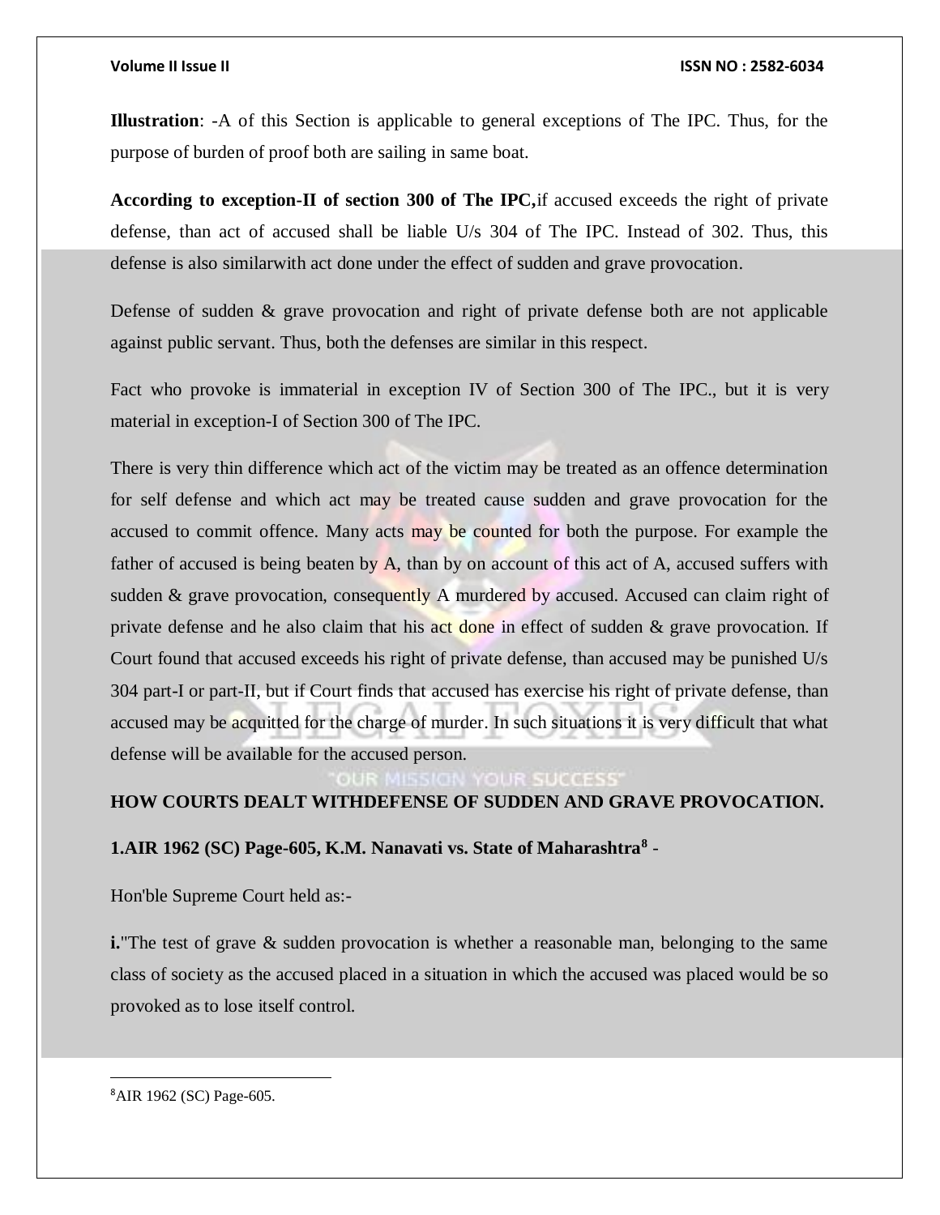**Illustration**: -A of this Section is applicable to general exceptions of The IPC. Thus, for the purpose of burden of proof both are sailing in same boat.

**According to exception-II of section 300 of The IPC,**if accused exceeds the right of private defense, than act of accused shall be liable U/s 304 of The IPC. Instead of 302. Thus, this defense is also similarwith act done under the effect of sudden and grave provocation.

Defense of sudden & grave provocation and right of private defense both are not applicable against public servant. Thus, both the defenses are similar in this respect.

Fact who provoke is immaterial in exception IV of Section 300 of The IPC., but it is very material in exception-I of Section 300 of The IPC.

There is very thin difference which act of the victim may be treated as an offence determination for self defense and which act may be treated cause sudden and grave provocation for the accused to commit offence. Many acts may be counted for both the purpose. For example the father of accused is being beaten by A, than by on account of this act of A, accused suffers with sudden & grave provocation, consequently A murdered by accused. Accused can claim right of private defense and he also claim that his act done in effect of sudden & grave provocation. If Court found that accused exceeds his right of private defense, than accused may be punished U/s 304 part-I or part-II, but if Court finds that accused has exercise his right of private defense, than accused may be acquitted for the charge of murder. In such situations it is very difficult that what defense will be available for the accused person.

**HOW COURTS DEALT WITHDEFENSE OF SUDDEN AND GRAVE PROVOCATION.**

**1.AIR 1962 (SC) Page-605, K.M. Nanavati vs. State of Maharashtra[8] -**

Hon'ble Supreme Court held as:-

**i.**"The test of grave & sudden provocation is whether a reasonable man, belonging to the same class of society as the accused placed in a situation in which the accused was placed would be so provoked as to lose itself control.

---

[8]AIR 1962 (SC) Page-605.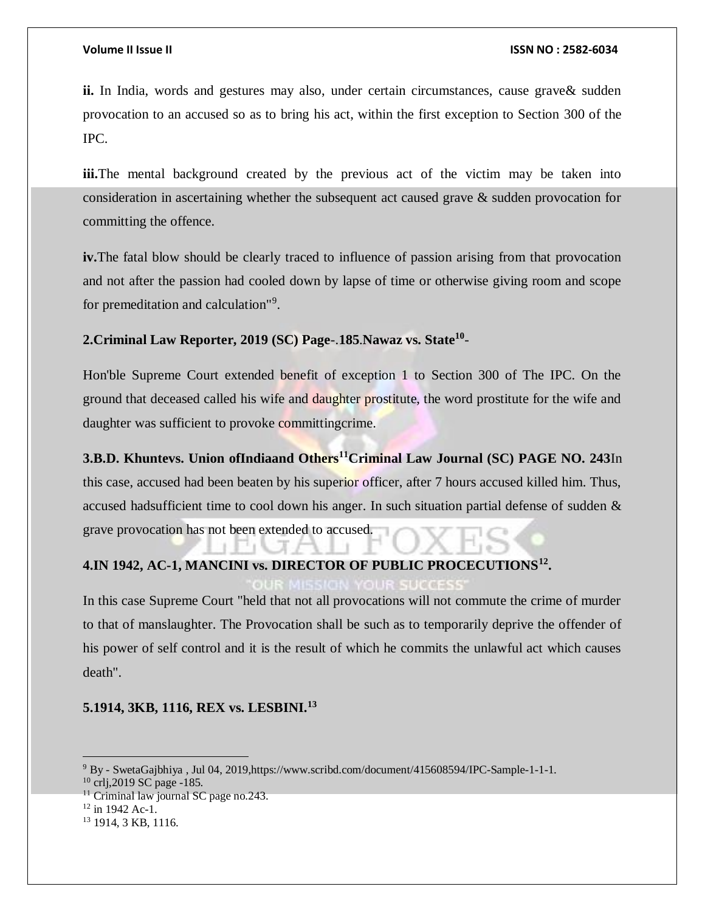**ii.** In India, words and gestures may also, under certain circumstances, cause grave& sudden provocation to an accused so as to bring his act, within the first exception to Section 300 of the IPC.

**iii.**The mental background created by the previous act of the victim may be taken into consideration in ascertaining whether the subsequent act caused grave & sudden provocation for committing the offence.

**iv.**The fatal blow should be clearly traced to influence of passion arising from that provocation and not after the passion had cooled down by lapse of time or otherwise giving room and scope for premeditation and calculation"[9].

**2.Criminal Law Reporter, 2019 (SC) Page-.185.Nawaz vs. State[10]-**

Hon'ble Supreme Court extended benefit of exception 1 to Section 300 of The IPC. On the ground that deceased called his wife and daughter prostitute, the word prostitute for the wife and daughter was sufficient to provoke committingcrime.

**3.B.D. Khuntevs. Union ofIndiaand Others[11]Criminal Law Journal (SC) PAGE NO. 243**In this case, accused had been beaten by his superior officer, after 7 hours accused killed him. Thus, accused hadsufficient time to cool down his anger. In such situation partial defense of sudden & grave provocation has not been extended to accused.

**4.IN 1942, AC-1, MANCINI vs. DIRECTOR OF PUBLIC PROCECUTIONS[12].**

In this case Supreme Court "held that not all provocations will not commute the crime of murder to that of manslaughter. The Provocation shall be such as to temporarily deprive the offender of his power of self control and it is the result of which he commits the unlawful act which causes death".

**5.1914, 3KB, 1116, REX vs. LESBINI.[13]**

---

[9] By - SwetaGajbhiya , Jul 04, 2019,https://www.scribd.com/document/415608594/IPC-Sample-1-1-1.

[10] crlj,2019 SC page -185.

[11] Criminal law journal SC page no.243.

[12] in 1942 Ac-1.

[13] 1914, 3 KB, 1116.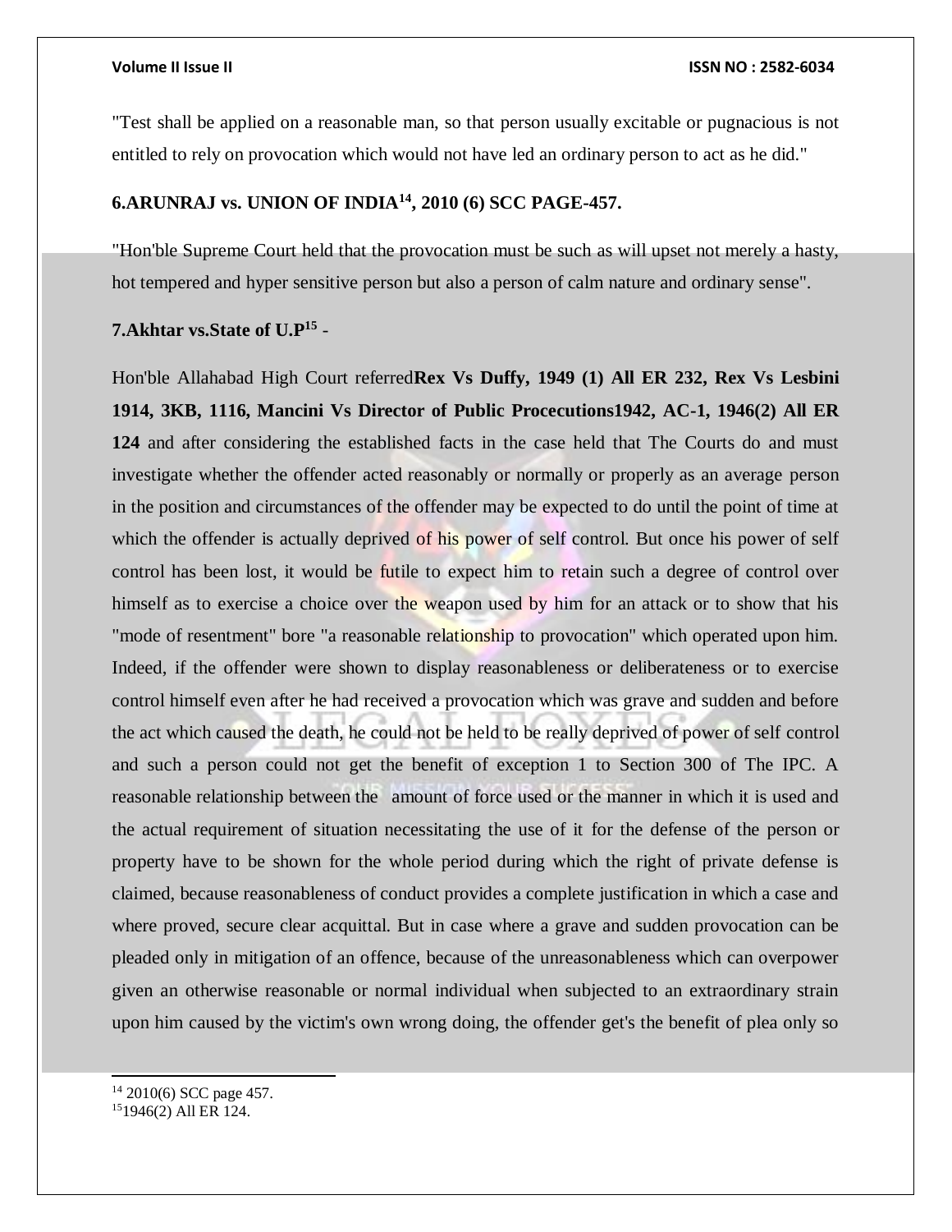"Test shall be applied on a reasonable man, so that person usually excitable or pugnacious is not entitled to rely on provocation which would not have led an ordinary person to act as he did."

**6.ARUNRAJ vs. UNION OF INDIA[14], 2010 (6) SCC PAGE-457.**

"Hon'ble Supreme Court held that the provocation must be such as will upset not merely a hasty, hot tempered and hyper sensitive person but also a person of calm nature and ordinary sense".

**7.Akhtar vs.State of U.P[15] -**

Hon'ble Allahabad High Court referred**Rex Vs Duffy, 1949 (1) All ER 232, Rex Vs Lesbini 1914, 3KB, 1116, Mancini Vs Director of Public Procecutions1942, AC-1, 1946(2) All ER 124** and after considering the established facts in the case held that The Courts do and must investigate whether the offender acted reasonably or normally or properly as an average person in the position and circumstances of the offender may be expected to do until the point of time at which the offender is actually deprived of his power of self control. But once his power of self control has been lost, it would be futile to expect him to retain such a degree of control over himself as to exercise a choice over the weapon used by him for an attack or to show that his "mode of resentment" bore "a reasonable relationship to provocation" which operated upon him. Indeed, if the offender were shown to display reasonableness or deliberateness or to exercise control himself even after he had received a provocation which was grave and sudden and before the act which caused the death, he could not be held to be really deprived of power of self control and such a person could not get the benefit of exception 1 to Section 300 of The IPC. A reasonable relationship between the amount of force used or the manner in which it is used and the actual requirement of situation necessitating the use of it for the defense of the person or property have to be shown for the whole period during which the right of private defense is claimed, because reasonableness of conduct provides a complete justification in which a case and where proved, secure clear acquittal. But in case where a grave and sudden provocation can be pleaded only in mitigation of an offence, because of the unreasonableness which can overpower given an otherwise reasonable or normal individual when subjected to an extraordinary strain upon him caused by the victim's own wrong doing, the offender get's the benefit of plea only so

---

[14] 2010(6) SCC page 457.

[15] 1946(2) All ER 124.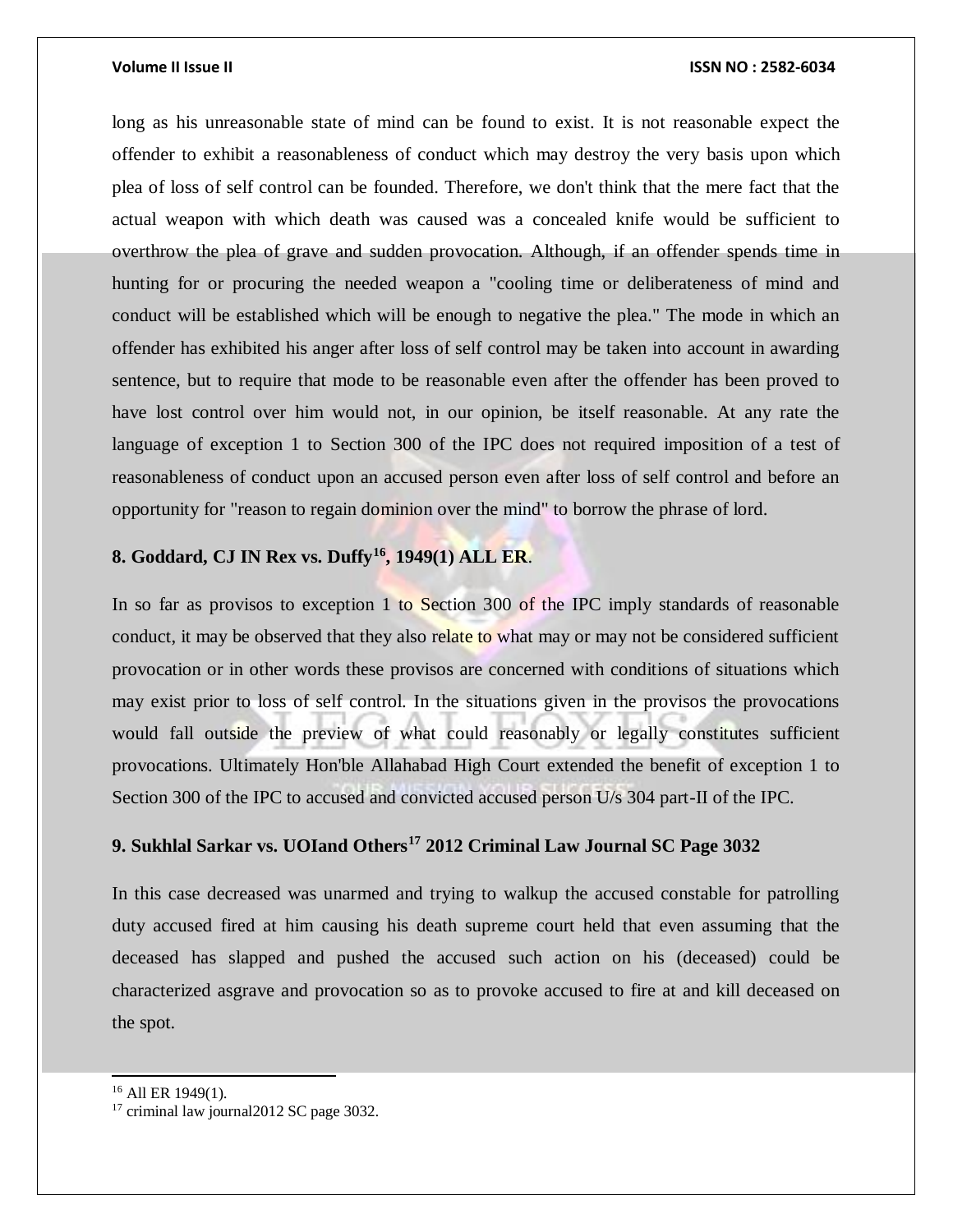long as his unreasonable state of mind can be found to exist. It is not reasonable expect the offender to exhibit a reasonableness of conduct which may destroy the very basis upon which plea of loss of self control can be founded. Therefore, we don't think that the mere fact that the actual weapon with which death was caused was a concealed knife would be sufficient to overthrow the plea of grave and sudden provocation. Although, if an offender spends time in hunting for or procuring the needed weapon a "cooling time or deliberateness of mind and conduct will be established which will be enough to negative the plea." The mode in which an offender has exhibited his anger after loss of self control may be taken into account in awarding sentence, but to require that mode to be reasonable even after the offender has been proved to have lost control over him would not, in our opinion, be itself reasonable. At any rate the language of exception 1 to Section 300 of the IPC does not required imposition of a test of reasonableness of conduct upon an accused person even after loss of self control and before an opportunity for "reason to regain dominion over the mind" to borrow the phrase of lord.

**8. Goddard, CJ IN Rex vs. Duffy[16], 1949(1) ALL ER**.

In so far as provisos to exception 1 to Section 300 of the IPC imply standards of reasonable conduct, it may be observed that they also relate to what may or may not be considered sufficient provocation or in other words these provisos are concerned with conditions of situations which may exist prior to loss of self control. In the situations given in the provisos the provocations would fall outside the preview of what could reasonably or legally constitutes sufficient provocations. Ultimately Hon'ble Allahabad High Court extended the benefit of exception 1 to Section 300 of the IPC to accused and convicted accused person U/s 304 part-II of the IPC.

**9. Sukhlal Sarkar vs. UOIand Others[17] 2012 Criminal Law Journal SC Page 3032**

In this case decreased was unarmed and trying to walkup the accused constable for patrolling duty accused fired at him causing his death supreme court held that even assuming that the deceased has slapped and pushed the accused such action on his (deceased) could be characterized asgrave and provocation so as to provoke accused to fire at and kill deceased on the spot.

---

[16] All ER 1949(1).

[17] criminal law journal2012 SC page 3032.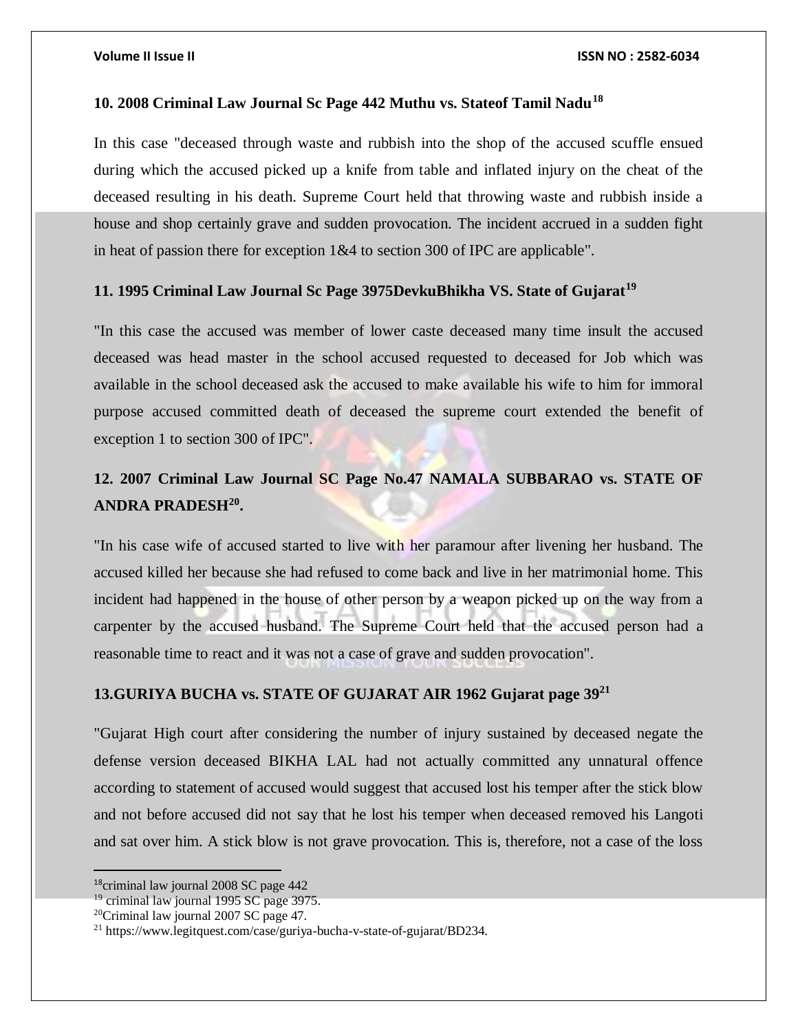**10. 2008 Criminal Law Journal Sc Page 442 Muthu vs. Stateof Tamil Nadu[18]**

In this case "deceased through waste and rubbish into the shop of the accused scuffle ensued during which the accused picked up a knife from table and inflated injury on the cheat of the deceased resulting in his death. Supreme Court held that throwing waste and rubbish inside a house and shop certainly grave and sudden provocation. The incident accrued in a sudden fight in heat of passion there for exception 1&4 to section 300 of IPC are applicable".

**11. 1995 Criminal Law Journal Sc Page 3975DevkuBhikha VS. State of Gujarat[19]**

"In this case the accused was member of lower caste deceased many time insult the accused deceased was head master in the school accused requested to deceased for Job which was available in the school deceased ask the accused to make available his wife to him for immoral purpose accused committed death of deceased the supreme court extended the benefit of exception 1 to section 300 of IPC".

**12. 2007 Criminal Law Journal SC Page No.47 NAMALA SUBBARAO vs. STATE OF ANDRA PRADESH[20].**

"In his case wife of accused started to live with her paramour after livening her husband. The accused killed her because she had refused to come back and live in her matrimonial home. This incident had happened in the house of other person by a weapon picked up on the way from a carpenter by the accused husband. The Supreme Court held that the accused person had a reasonable time to react and it was not a case of grave and sudden provocation".

**13.GURIYA BUCHA vs. STATE OF GUJARAT AIR 1962 Gujarat page 39[21]**

"Gujarat High court after considering the number of injury sustained by deceased negate the defense version deceased BIKHA LAL had not actually committed any unnatural offence according to statement of accused would suggest that accused lost his temper after the stick blow and not before accused did not say that he lost his temper when deceased removed his Langoti and sat over him. A stick blow is not grave provocation. This is, therefore, not a case of the loss

---

[18] criminal law journal 2008 SC page 442

[19] criminal law journal 1995 SC page 3975.

[20] Criminal law journal 2007 SC page 47.

[21] https://www.legitquest.com/case/guriya-bucha-v-state-of-gujarat/BD234.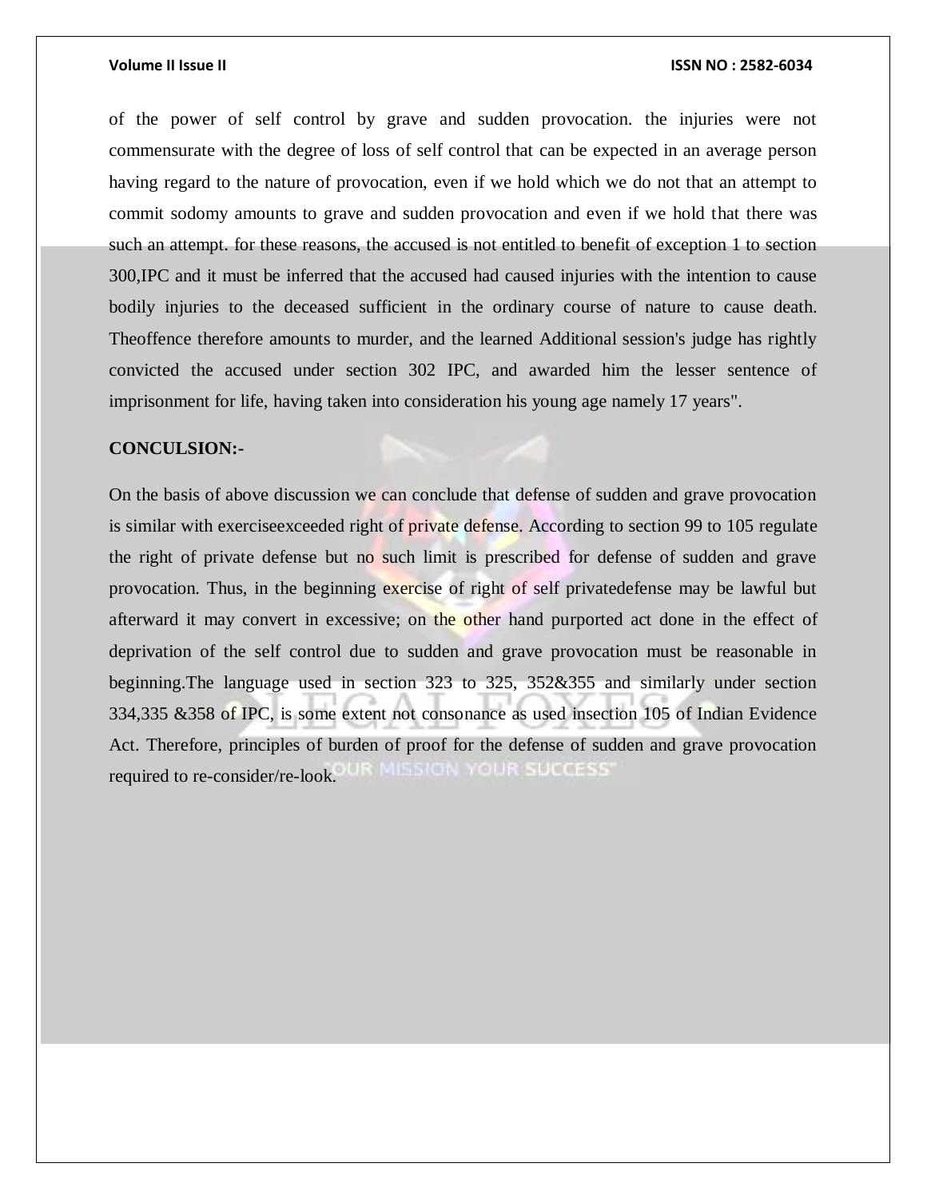of the power of self control by grave and sudden provocation. the injuries were not commensurate with the degree of loss of self control that can be expected in an average person having regard to the nature of provocation, even if we hold which we do not that an attempt to commit sodomy amounts to grave and sudden provocation and even if we hold that there was such an attempt. for these reasons, the accused is not entitled to benefit of exception 1 to section 300,IPC and it must be inferred that the accused had caused injuries with the intention to cause bodily injuries to the deceased sufficient in the ordinary course of nature to cause death. Theoffence therefore amounts to murder, and the learned Additional session's judge has rightly convicted the accused under section 302 IPC, and awarded him the lesser sentence of imprisonment for life, having taken into consideration his young age namely 17 years".

**CONCULSION:-**

On the basis of above discussion we can conclude that defense of sudden and grave provocation is similar with exerciseexceeded right of private defense. According to section 99 to 105 regulate the right of private defense but no such limit is prescribed for defense of sudden and grave provocation. Thus, in the beginning exercise of right of self privatedefense may be lawful but afterward it may convert in excessive; on the other hand purported act done in the effect of deprivation of the self control due to sudden and grave provocation must be reasonable in beginning.The language used in section 323 to 325, 352&355 and similarly under section 334,335 &358 of IPC, is some extent not consonance as used insection 105 of Indian Evidence Act. Therefore, principles of burden of proof for the defense of sudden and grave provocation required to re-consider/re-look.